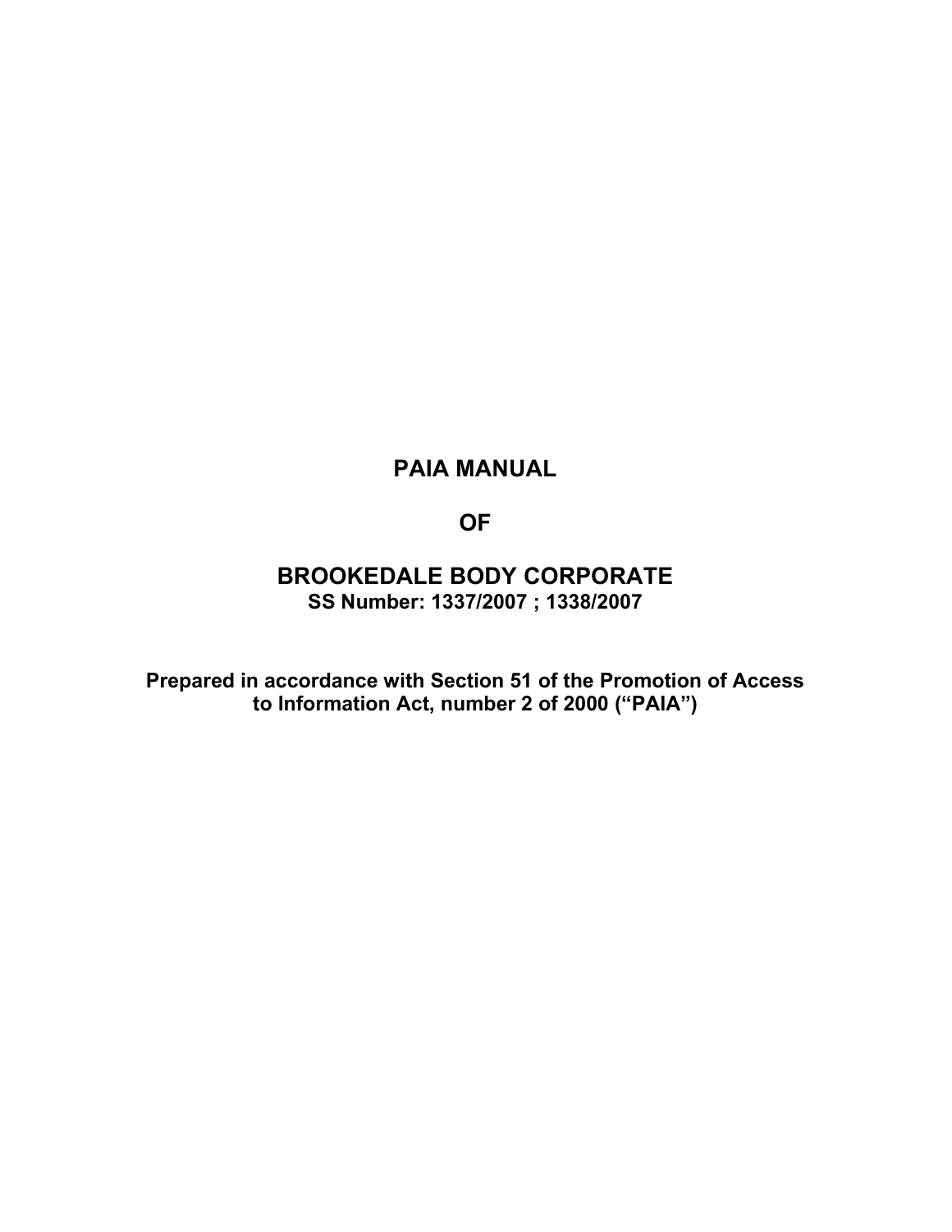# PAIA MANUAL

# OF

# BROOKEDALE BODY CORPORATE

**SS Number: 1337/2007 ; 1338/2007**

**Prepared in accordance with Section 51 of the Promotion of Access to Information Act, number 2 of 2000 ("PAIA")**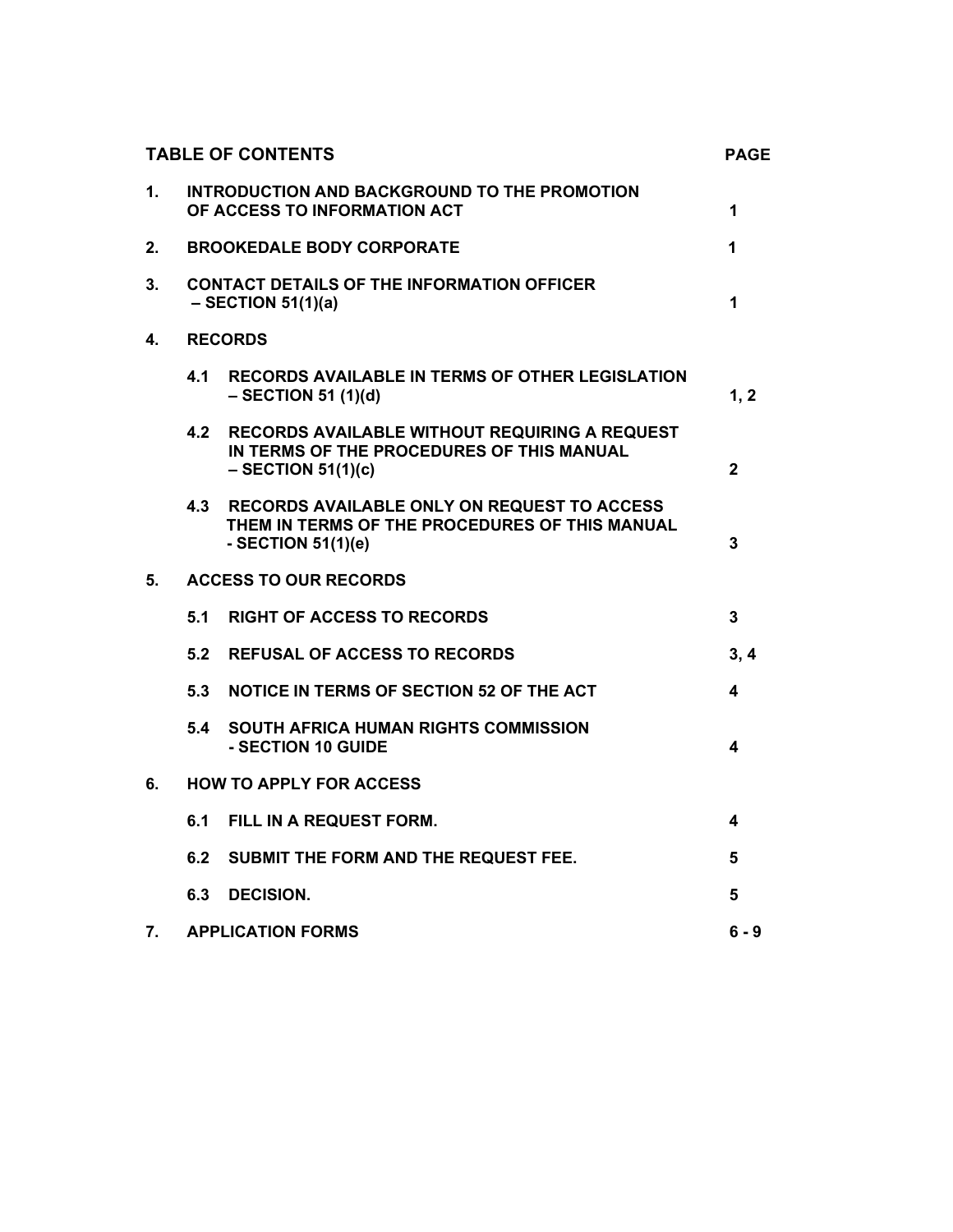# TABLE OF CONTENTS

| | | PAGE |
|---|---|---|
| **1.** | **INTRODUCTION AND BACKGROUND TO THE PROMOTION OF ACCESS TO INFORMATION ACT** | **1** |
| **2.** | **BROOKEDALE BODY CORPORATE** | **1** |
| **3.** | **CONTACT DETAILS OF THE INFORMATION OFFICER – SECTION 51(1)(a)** | **1** |
| **4.** | **RECORDS** | |
| | **4.1 RECORDS AVAILABLE IN TERMS OF OTHER LEGISLATION – SECTION 51 (1)(d)** | **1, 2** |
| | **4.2 RECORDS AVAILABLE WITHOUT REQUIRING A REQUEST IN TERMS OF THE PROCEDURES OF THIS MANUAL – SECTION 51(1)(c)** | **2** |
| | **4.3 RECORDS AVAILABLE ONLY ON REQUEST TO ACCESS THEM IN TERMS OF THE PROCEDURES OF THIS MANUAL - SECTION 51(1)(e)** | **3** |
| **5.** | **ACCESS TO OUR RECORDS** | |
| | **5.1 RIGHT OF ACCESS TO RECORDS** | **3** |
| | **5.2 REFUSAL OF ACCESS TO RECORDS** | **3, 4** |
| | **5.3 NOTICE IN TERMS OF SECTION 52 OF THE ACT** | **4** |
| | **5.4 SOUTH AFRICA HUMAN RIGHTS COMMISSION - SECTION 10 GUIDE** | **4** |
| **6.** | **HOW TO APPLY FOR ACCESS** | |
| | **6.1 FILL IN A REQUEST FORM.** | **4** |
| | **6.2 SUBMIT THE FORM AND THE REQUEST FEE.** | **5** |
| | **6.3 DECISION.** | **5** |
| **7.** | **APPLICATION FORMS** | **6 - 9** |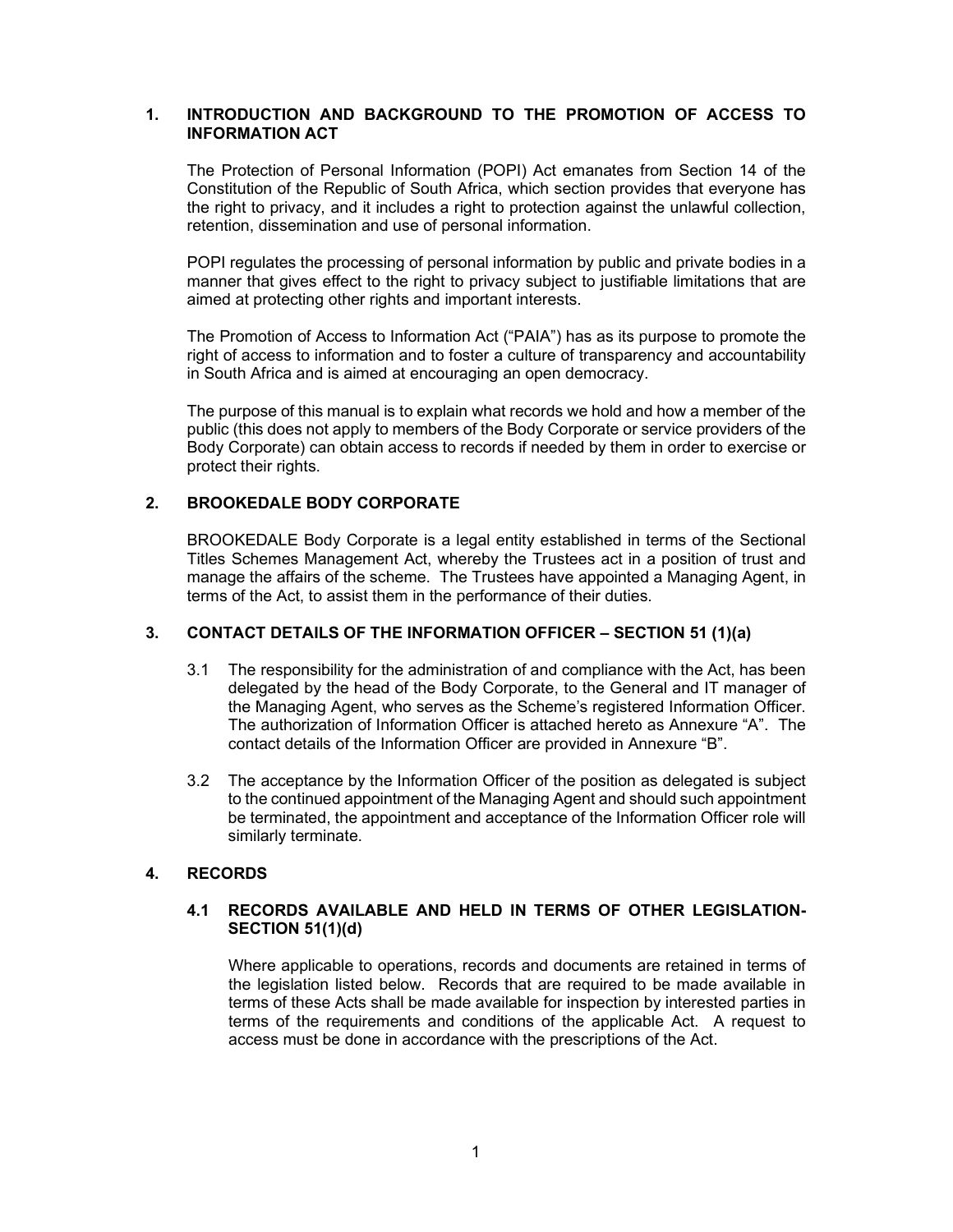## 1. INTRODUCTION AND BACKGROUND TO THE PROMOTION OF ACCESS TO INFORMATION ACT

The Protection of Personal Information (POPI) Act emanates from Section 14 of the Constitution of the Republic of South Africa, which section provides that everyone has the right to privacy, and it includes a right to protection against the unlawful collection, retention, dissemination and use of personal information.

POPI regulates the processing of personal information by public and private bodies in a manner that gives effect to the right to privacy subject to justifiable limitations that are aimed at protecting other rights and important interests.

The Promotion of Access to Information Act ("PAIA") has as its purpose to promote the right of access to information and to foster a culture of transparency and accountability in South Africa and is aimed at encouraging an open democracy.

The purpose of this manual is to explain what records we hold and how a member of the public (this does not apply to members of the Body Corporate or service providers of the Body Corporate) can obtain access to records if needed by them in order to exercise or protect their rights.

## 2. BROOKEDALE BODY CORPORATE

BROOKEDALE Body Corporate is a legal entity established in terms of the Sectional Titles Schemes Management Act, whereby the Trustees act in a position of trust and manage the affairs of the scheme. The Trustees have appointed a Managing Agent, in terms of the Act, to assist them in the performance of their duties.

## 3. CONTACT DETAILS OF THE INFORMATION OFFICER – SECTION 51 (1)(a)

3.1 The responsibility for the administration of and compliance with the Act, has been delegated by the head of the Body Corporate, to the General and IT manager of the Managing Agent, who serves as the Scheme's registered Information Officer. The authorization of Information Officer is attached hereto as Annexure "A". The contact details of the Information Officer are provided in Annexure "B".

3.2 The acceptance by the Information Officer of the position as delegated is subject to the continued appointment of the Managing Agent and should such appointment be terminated, the appointment and acceptance of the Information Officer role will similarly terminate.

## 4. RECORDS

### 4.1 RECORDS AVAILABLE AND HELD IN TERMS OF OTHER LEGISLATION-SECTION 51(1)(d)

Where applicable to operations, records and documents are retained in terms of the legislation listed below. Records that are required to be made available in terms of these Acts shall be made available for inspection by interested parties in terms of the requirements and conditions of the applicable Act. A request to access must be done in accordance with the prescriptions of the Act.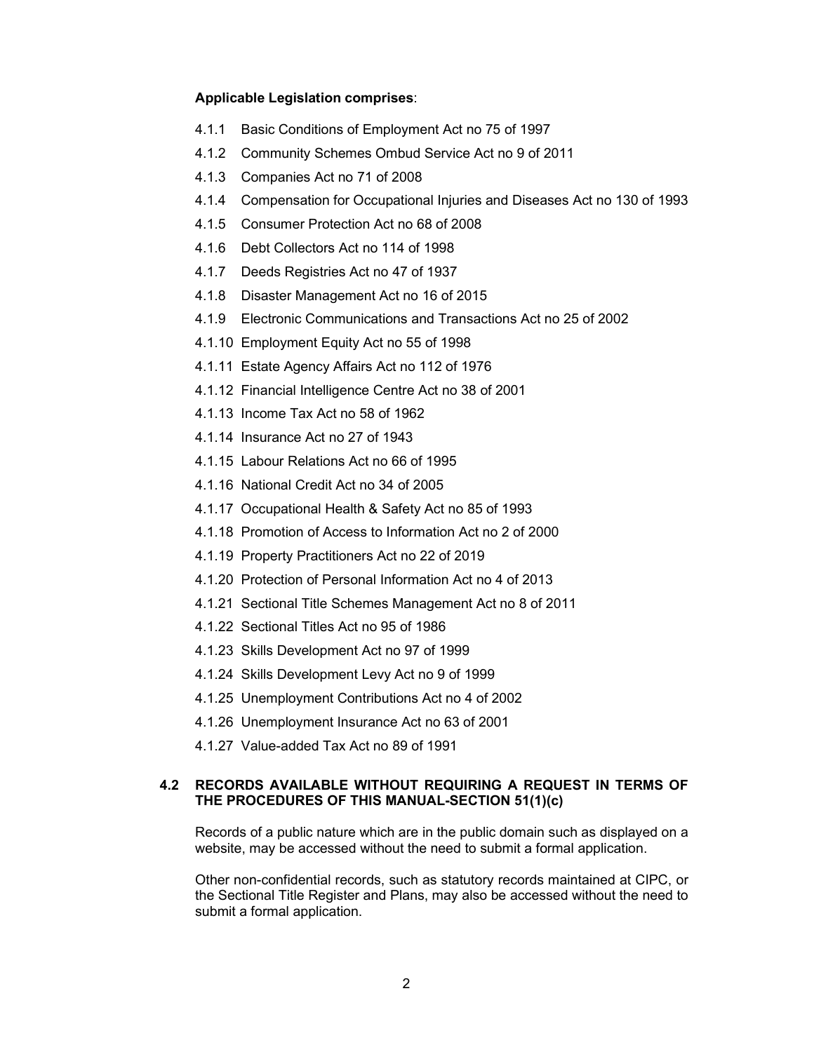**Applicable Legislation comprises**:

4.1.1 Basic Conditions of Employment Act no 75 of 1997

4.1.2 Community Schemes Ombud Service Act no 9 of 2011

4.1.3 Companies Act no 71 of 2008

4.1.4 Compensation for Occupational Injuries and Diseases Act no 130 of 1993

4.1.5 Consumer Protection Act no 68 of 2008

4.1.6 Debt Collectors Act no 114 of 1998

4.1.7 Deeds Registries Act no 47 of 1937

4.1.8 Disaster Management Act no 16 of 2015

4.1.9 Electronic Communications and Transactions Act no 25 of 2002

4.1.10 Employment Equity Act no 55 of 1998

4.1.11 Estate Agency Affairs Act no 112 of 1976

4.1.12 Financial Intelligence Centre Act no 38 of 2001

4.1.13 Income Tax Act no 58 of 1962

4.1.14 Insurance Act no 27 of 1943

4.1.15 Labour Relations Act no 66 of 1995

4.1.16 National Credit Act no 34 of 2005

4.1.17 Occupational Health & Safety Act no 85 of 1993

4.1.18 Promotion of Access to Information Act no 2 of 2000

4.1.19 Property Practitioners Act no 22 of 2019

4.1.20 Protection of Personal Information Act no 4 of 2013

4.1.21 Sectional Title Schemes Management Act no 8 of 2011

4.1.22 Sectional Titles Act no 95 of 1986

4.1.23 Skills Development Act no 97 of 1999

4.1.24 Skills Development Levy Act no 9 of 1999

4.1.25 Unemployment Contributions Act no 4 of 2002

4.1.26 Unemployment Insurance Act no 63 of 2001

4.1.27 Value-added Tax Act no 89 of 1991

### 4.2 RECORDS AVAILABLE WITHOUT REQUIRING A REQUEST IN TERMS OF THE PROCEDURES OF THIS MANUAL-SECTION 51(1)(c)

Records of a public nature which are in the public domain such as displayed on a website, may be accessed without the need to submit a formal application.

Other non-confidential records, such as statutory records maintained at CIPC, or the Sectional Title Register and Plans, may also be accessed without the need to submit a formal application.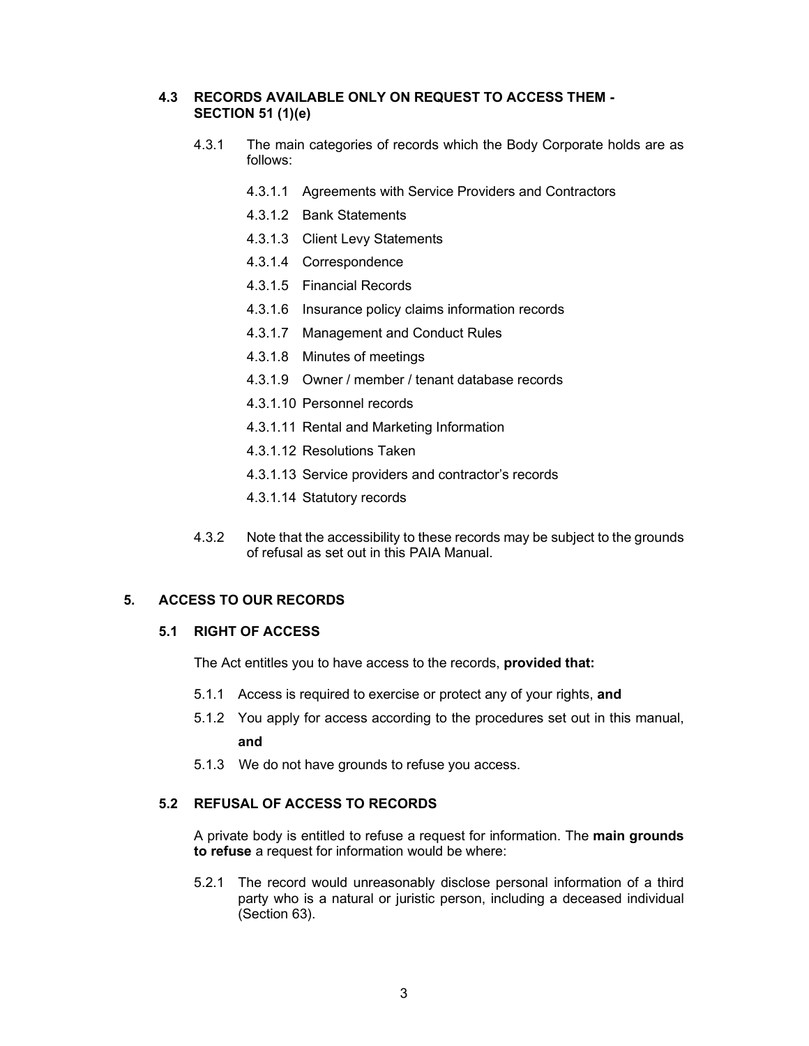### 4.3 RECORDS AVAILABLE ONLY ON REQUEST TO ACCESS THEM - SECTION 51 (1)(e)

4.3.1 The main categories of records which the Body Corporate holds are as follows:

- 4.3.1.1 Agreements with Service Providers and Contractors
- 4.3.1.2 Bank Statements
- 4.3.1.3 Client Levy Statements
- 4.3.1.4 Correspondence
- 4.3.1.5 Financial Records
- 4.3.1.6 Insurance policy claims information records
- 4.3.1.7 Management and Conduct Rules
- 4.3.1.8 Minutes of meetings
- 4.3.1.9 Owner / member / tenant database records
- 4.3.1.10 Personnel records
- 4.3.1.11 Rental and Marketing Information
- 4.3.1.12 Resolutions Taken
- 4.3.1.13 Service providers and contractor's records
- 4.3.1.14 Statutory records

4.3.2 Note that the accessibility to these records may be subject to the grounds of refusal as set out in this PAIA Manual.

## 5. ACCESS TO OUR RECORDS

### 5.1 RIGHT OF ACCESS

The Act entitles you to have access to the records, **provided that:**

5.1.1 Access is required to exercise or protect any of your rights, **and**

5.1.2 You apply for access according to the procedures set out in this manual, **and**

5.1.3 We do not have grounds to refuse you access.

### 5.2 REFUSAL OF ACCESS TO RECORDS

A private body is entitled to refuse a request for information. The **main grounds to refuse** a request for information would be where:

5.2.1 The record would unreasonably disclose personal information of a third party who is a natural or juristic person, including a deceased individual (Section 63).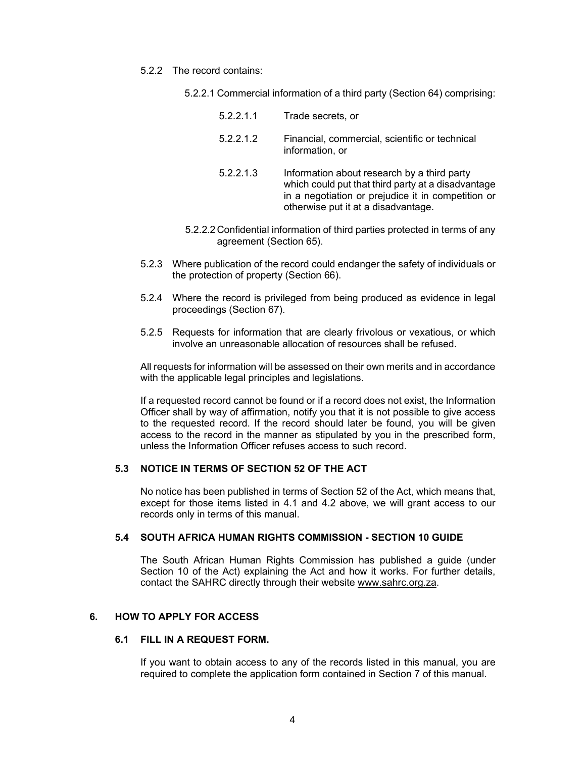5.2.2 The record contains:

5.2.2.1 Commercial information of a third party (Section 64) comprising:

5.2.2.1.1 Trade secrets, or

5.2.2.1.2 Financial, commercial, scientific or technical information, or

5.2.2.1.3 Information about research by a third party which could put that third party at a disadvantage in a negotiation or prejudice it in competition or otherwise put it at a disadvantage.

5.2.2.2 Confidential information of third parties protected in terms of any agreement (Section 65).

5.2.3 Where publication of the record could endanger the safety of individuals or the protection of property (Section 66).

5.2.4 Where the record is privileged from being produced as evidence in legal proceedings (Section 67).

5.2.5 Requests for information that are clearly frivolous or vexatious, or which involve an unreasonable allocation of resources shall be refused.

All requests for information will be assessed on their own merits and in accordance with the applicable legal principles and legislations.

If a requested record cannot be found or if a record does not exist, the Information Officer shall by way of affirmation, notify you that it is not possible to give access to the requested record. If the record should later be found, you will be given access to the record in the manner as stipulated by you in the prescribed form, unless the Information Officer refuses access to such record.

### 5.3 NOTICE IN TERMS OF SECTION 52 OF THE ACT

No notice has been published in terms of Section 52 of the Act, which means that, except for those items listed in 4.1 and 4.2 above, we will grant access to our records only in terms of this manual.

### 5.4 SOUTH AFRICA HUMAN RIGHTS COMMISSION - SECTION 10 GUIDE

The South African Human Rights Commission has published a guide (under Section 10 of the Act) explaining the Act and how it works. For further details, contact the SAHRC directly through their website www.sahrc.org.za.

## 6. HOW TO APPLY FOR ACCESS

### 6.1 FILL IN A REQUEST FORM.

If you want to obtain access to any of the records listed in this manual, you are required to complete the application form contained in Section 7 of this manual.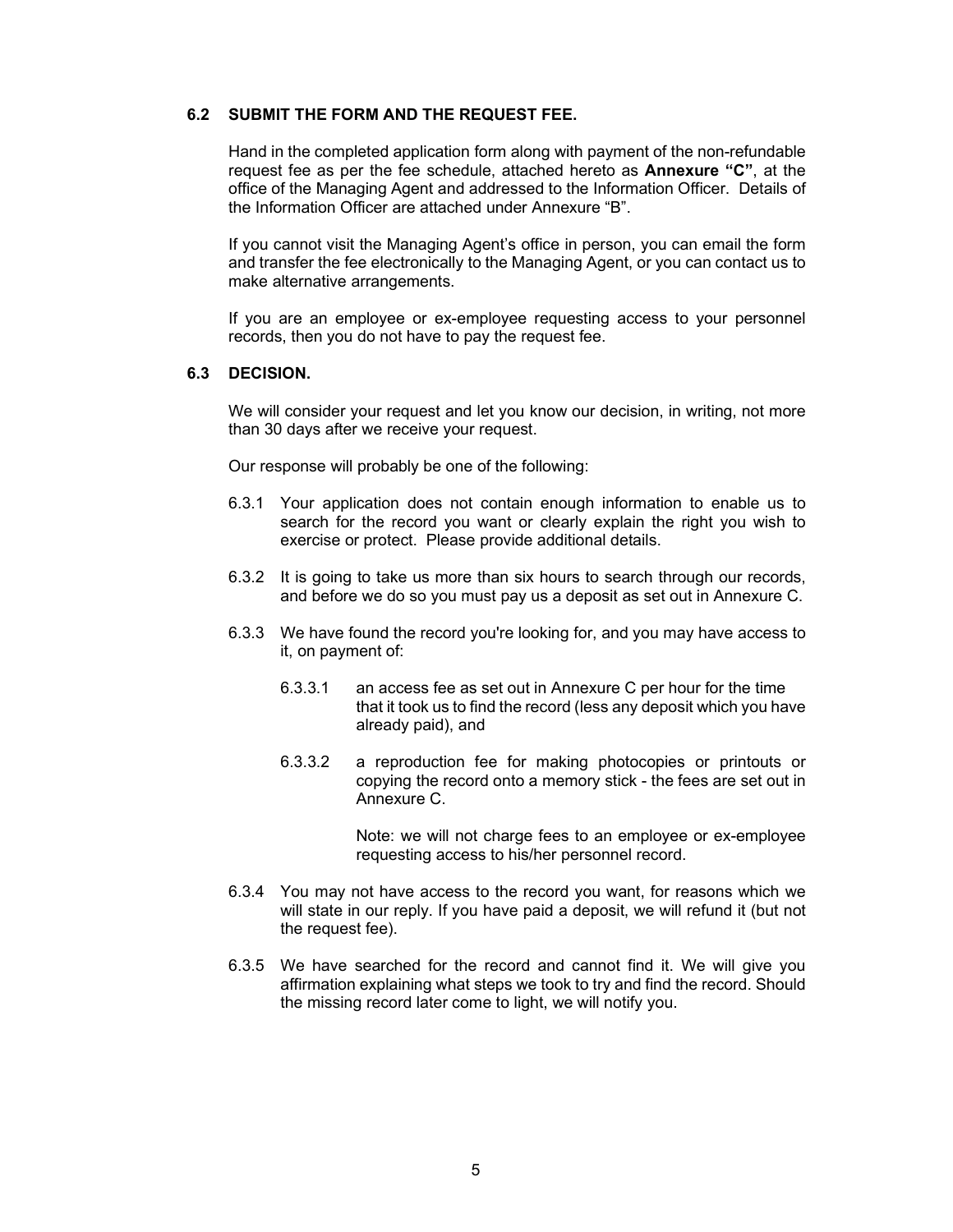### 6.2 SUBMIT THE FORM AND THE REQUEST FEE.

Hand in the completed application form along with payment of the non-refundable request fee as per the fee schedule, attached hereto as **Annexure "C"**, at the office of the Managing Agent and addressed to the Information Officer. Details of the Information Officer are attached under Annexure "B".

If you cannot visit the Managing Agent's office in person, you can email the form and transfer the fee electronically to the Managing Agent, or you can contact us to make alternative arrangements.

If you are an employee or ex-employee requesting access to your personnel records, then you do not have to pay the request fee.

### 6.3 DECISION.

We will consider your request and let you know our decision, in writing, not more than 30 days after we receive your request.

Our response will probably be one of the following:

6.3.1 Your application does not contain enough information to enable us to search for the record you want or clearly explain the right you wish to exercise or protect. Please provide additional details.

6.3.2 It is going to take us more than six hours to search through our records, and before we do so you must pay us a deposit as set out in Annexure C.

6.3.3 We have found the record you're looking for, and you may have access to it, on payment of:

6.3.3.1 an access fee as set out in Annexure C per hour for the time that it took us to find the record (less any deposit which you have already paid), and

6.3.3.2 a reproduction fee for making photocopies or printouts or copying the record onto a memory stick - the fees are set out in Annexure C.

Note: we will not charge fees to an employee or ex-employee requesting access to his/her personnel record.

6.3.4 You may not have access to the record you want, for reasons which we will state in our reply. If you have paid a deposit, we will refund it (but not the request fee).

6.3.5 We have searched for the record and cannot find it. We will give you affirmation explaining what steps we took to try and find the record. Should the missing record later come to light, we will notify you.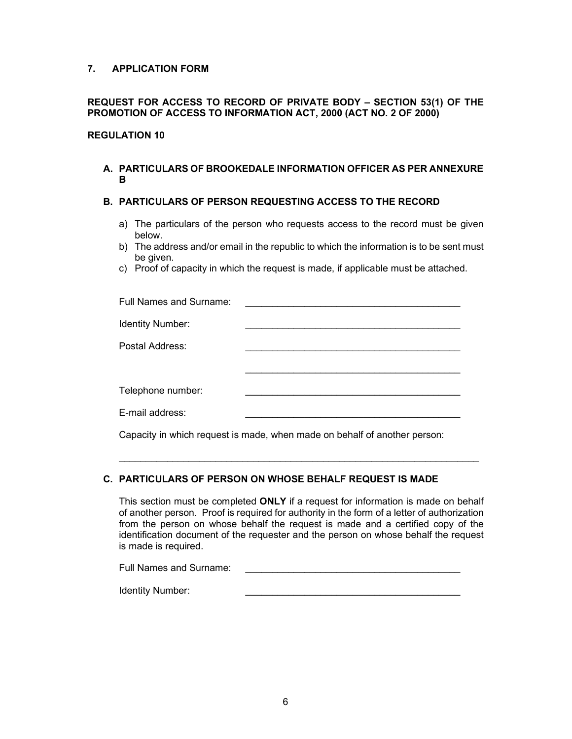## 7. APPLICATION FORM

**REQUEST FOR ACCESS TO RECORD OF PRIVATE BODY – SECTION 53(1) OF THE PROMOTION OF ACCESS TO INFORMATION ACT, 2000 (ACT NO. 2 OF 2000)**

**REGULATION 10**

### A. PARTICULARS OF BROOKEDALE INFORMATION OFFICER AS PER ANNEXURE B

### B. PARTICULARS OF PERSON REQUESTING ACCESS TO THE RECORD

a) The particulars of the person who requests access to the record must be given below.
b) The address and/or email in the republic to which the information is to be sent must be given.
c) Proof of capacity in which the request is made, if applicable must be attached.

Full Names and Surname: _______________________________________

Identity Number: _______________________________________

Postal Address: _______________________________________

_______________________________________

Telephone number: _______________________________________

E-mail address: _______________________________________

Capacity in which request is made, when made on behalf of another person:

_______________________________________________________________

### C. PARTICULARS OF PERSON ON WHOSE BEHALF REQUEST IS MADE

This section must be completed **ONLY** if a request for information is made on behalf of another person. Proof is required for authority in the form of a letter of authorization from the person on whose behalf the request is made and a certified copy of the identification document of the requester and the person on whose behalf the request is made is required.

Full Names and Surname: _______________________________________

Identity Number: _______________________________________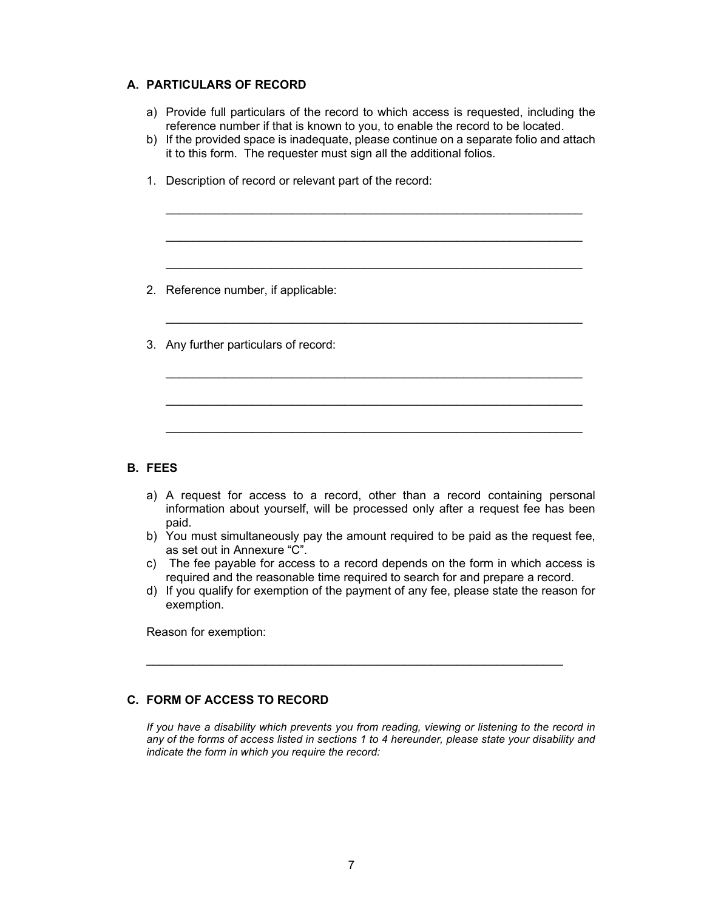## A. PARTICULARS OF RECORD

a) Provide full particulars of the record to which access is requested, including the reference number if that is known to you, to enable the record to be located.
b) If the provided space is inadequate, please continue on a separate folio and attach it to this form. The requester must sign all the additional folios.

1. Description of record or relevant part of the record:

_______________________________________________________________

_______________________________________________________________

_______________________________________________________________

2. Reference number, if applicable:

_______________________________________________________________

3. Any further particulars of record:

_______________________________________________________________

_______________________________________________________________

_______________________________________________________________

## B. FEES

a) A request for access to a record, other than a record containing personal information about yourself, will be processed only after a request fee has been paid.
b) You must simultaneously pay the amount required to be paid as the request fee, as set out in Annexure "C".
c) The fee payable for access to a record depends on the form in which access is required and the reasonable time required to search for and prepare a record.
d) If you qualify for exemption of the payment of any fee, please state the reason for exemption.

Reason for exemption:

_______________________________________________________________

## C. FORM OF ACCESS TO RECORD

*If you have a disability which prevents you from reading, viewing or listening to the record in any of the forms of access listed in sections 1 to 4 hereunder, please state your disability and indicate the form in which you require the record:*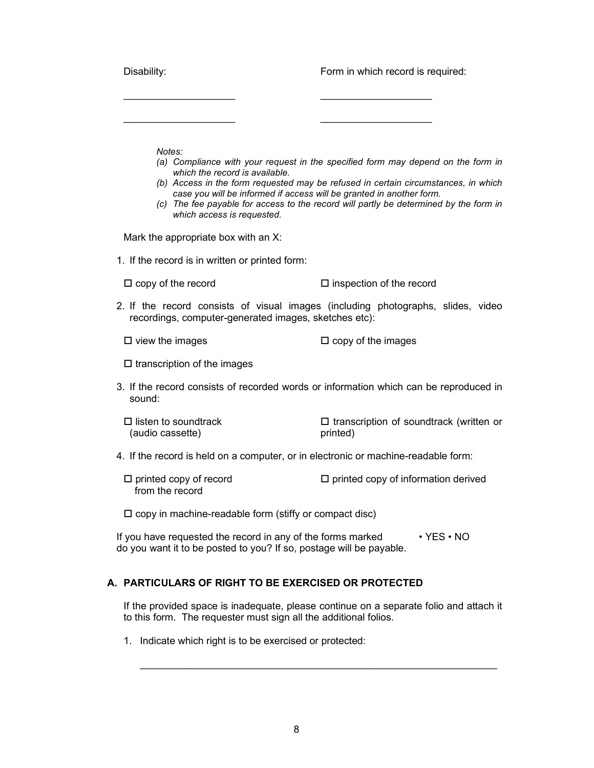| Disability: | Form in which record is required: |
| --- | --- |
| ____________________ | ____________________ |
| ____________________ | ____________________ |

*Notes:*

*(a) Compliance with your request in the specified form may depend on the form in which the record is available.*

*(b) Access in the form requested may be refused in certain circumstances, in which case you will be informed if access will be granted in another form.*

*(c) The fee payable for access to the record will partly be determined by the form in which access is requested.*

Mark the appropriate box with an X:

1. If the record is in written or printed form:

   ☐ copy of the record ☐ inspection of the record

2. If the record consists of visual images (including photographs, slides, video recordings, computer-generated images, sketches etc):

   ☐ view the images ☐ copy of the images

   ☐ transcription of the images

3. If the record consists of recorded words or information which can be reproduced in sound:

   ☐ listen to soundtrack (audio cassette) ☐ transcription of soundtrack (written or printed)

4. If the record is held on a computer, or in electronic or machine-readable form:

   ☐ printed copy of record from the record ☐ printed copy of information derived

   ☐ copy in machine-readable form (stiffy or compact disc)

If you have requested the record in any of the forms marked do you want it to be posted to you? If so, postage will be payable. • YES • NO

## A. PARTICULARS OF RIGHT TO BE EXERCISED OR PROTECTED

If the provided space is inadequate, please continue on a separate folio and attach it to this form. The requester must sign all the additional folios.

1. Indicate which right is to be exercised or protected:

   ____________________________________________________________________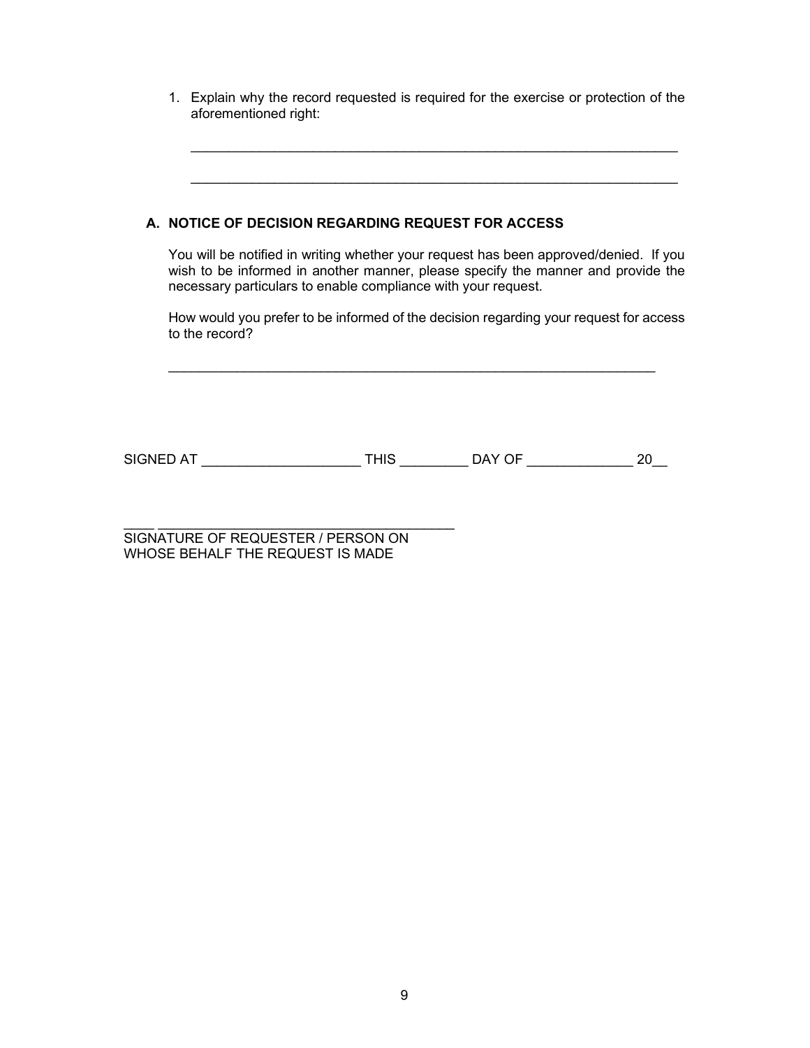1. Explain why the record requested is required for the exercise or protection of the aforementioned right:

   _________________________________________________________________

   _________________________________________________________________

### A. NOTICE OF DECISION REGARDING REQUEST FOR ACCESS

You will be notified in writing whether your request has been approved/denied. If you wish to be informed in another manner, please specify the manner and provide the necessary particulars to enable compliance with your request.

How would you prefer to be informed of the decision regarding your request for access to the record?

_________________________________________________________________

SIGNED AT ____________________ THIS _________ DAY OF _____________ 20__

____ ______________________________________
SIGNATURE OF REQUESTER / PERSON ON
WHOSE BEHALF THE REQUEST IS MADE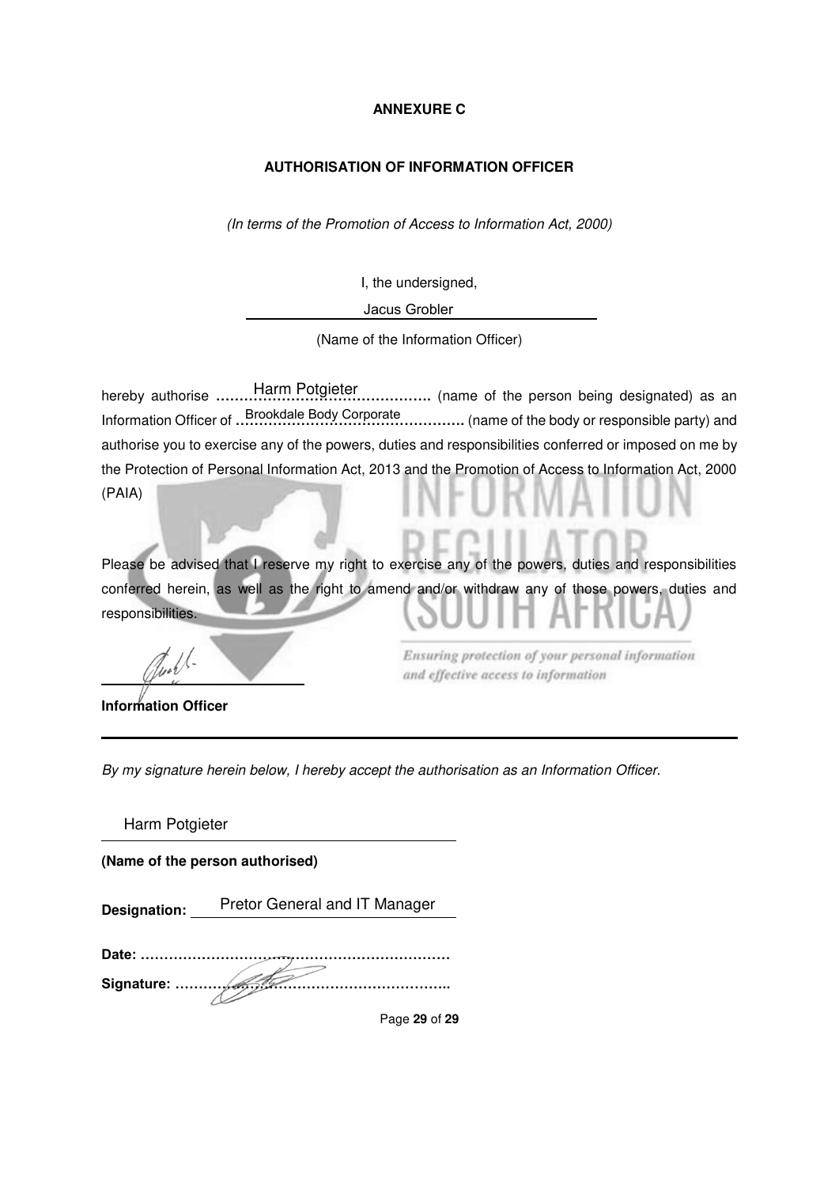**ANNEXURE C**

**AUTHORISATION OF INFORMATION OFFICER**

*(In terms of the Promotion of Access to Information Act, 2000)*

I, the undersigned,

Jacus Grobler

(Name of the Information Officer)

hereby authorise Harm Potgieter (name of the person being designated) as an Information Officer of Brookdale Body Corporate (name of the body or responsible party) and authorise you to exercise any of the powers, duties and responsibilities conferred or imposed on me by the Protection of Personal Information Act, 2013 and the Promotion of Access to Information Act, 2000 (PAIA)

Please be advised that I reserve my right to exercise any of the powers, duties and responsibilities conferred herein, as well as the right to amend and/or withdraw any of those powers, duties and responsibilities.

**Information Officer**

---

*By my signature herein below, I hereby accept the authorisation as an Information Officer.*

Harm Potgieter

**(Name of the person authorised)**

**Designation:** Pretor General and IT Manager

**Date:** ……………………………………………………………

**Signature:** ……………………………………………………..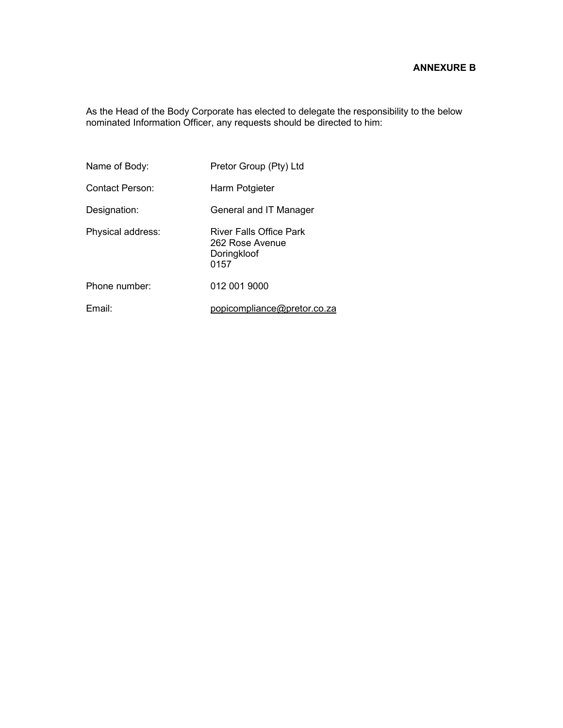**ANNEXURE B**

As the Head of the Body Corporate has elected to delegate the responsibility to the below nominated Information Officer, any requests should be directed to him:

| | |
|---|---|
| Name of Body: | Pretor Group (Pty) Ltd |
| Contact Person: | Harm Potgieter |
| Designation: | General and IT Manager |
| Physical address: | River Falls Office Park<br>262 Rose Avenue<br>Doringkloof<br>0157 |
| Phone number: | 012 001 9000 |
| Email: | popicompliance@pretor.co.za |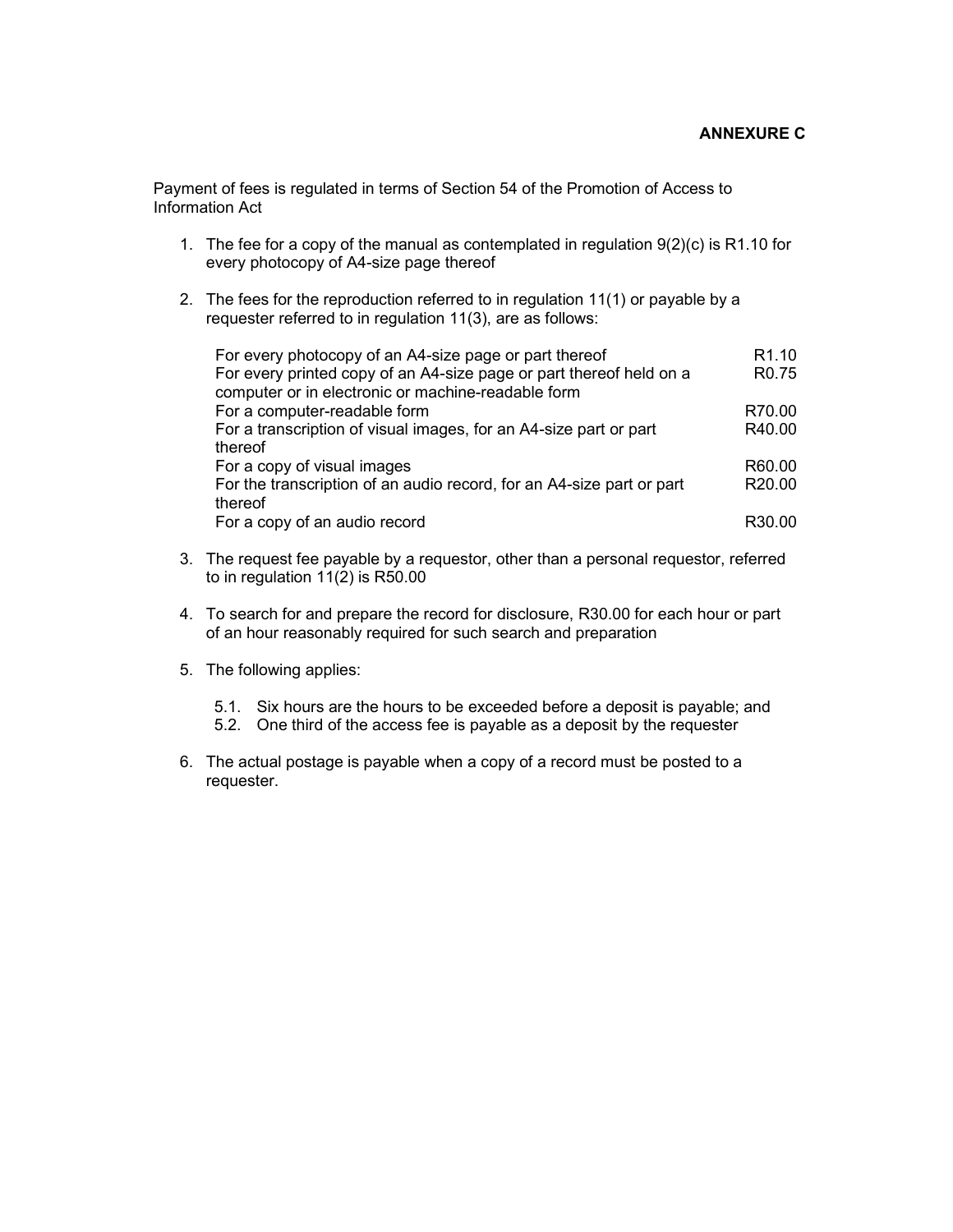**ANNEXURE C**

Payment of fees is regulated in terms of Section 54 of the Promotion of Access to Information Act

1. The fee for a copy of the manual as contemplated in regulation 9(2)(c) is R1.10 for every photocopy of A4-size page thereof

2. The fees for the reproduction referred to in regulation 11(1) or payable by a requester referred to in regulation 11(3), are as follows:

| | |
|---|---|
| For every photocopy of an A4-size page or part thereof | R1.10 |
| For every printed copy of an A4-size page or part thereof held on a computer or in electronic or machine-readable form | R0.75 |
| For a computer-readable form | R70.00 |
| For a transcription of visual images, for an A4-size part or part thereof | R40.00 |
| For a copy of visual images | R60.00 |
| For the transcription of an audio record, for an A4-size part or part thereof | R20.00 |
| For a copy of an audio record | R30.00 |

3. The request fee payable by a requestor, other than a personal requestor, referred to in regulation 11(2) is R50.00

4. To search for and prepare the record for disclosure, R30.00 for each hour or part of an hour reasonably required for such search and preparation

5. The following applies:

   5.1. Six hours are the hours to be exceeded before a deposit is payable; and
   5.2. One third of the access fee is payable as a deposit by the requester

6. The actual postage is payable when a copy of a record must be posted to a requester.